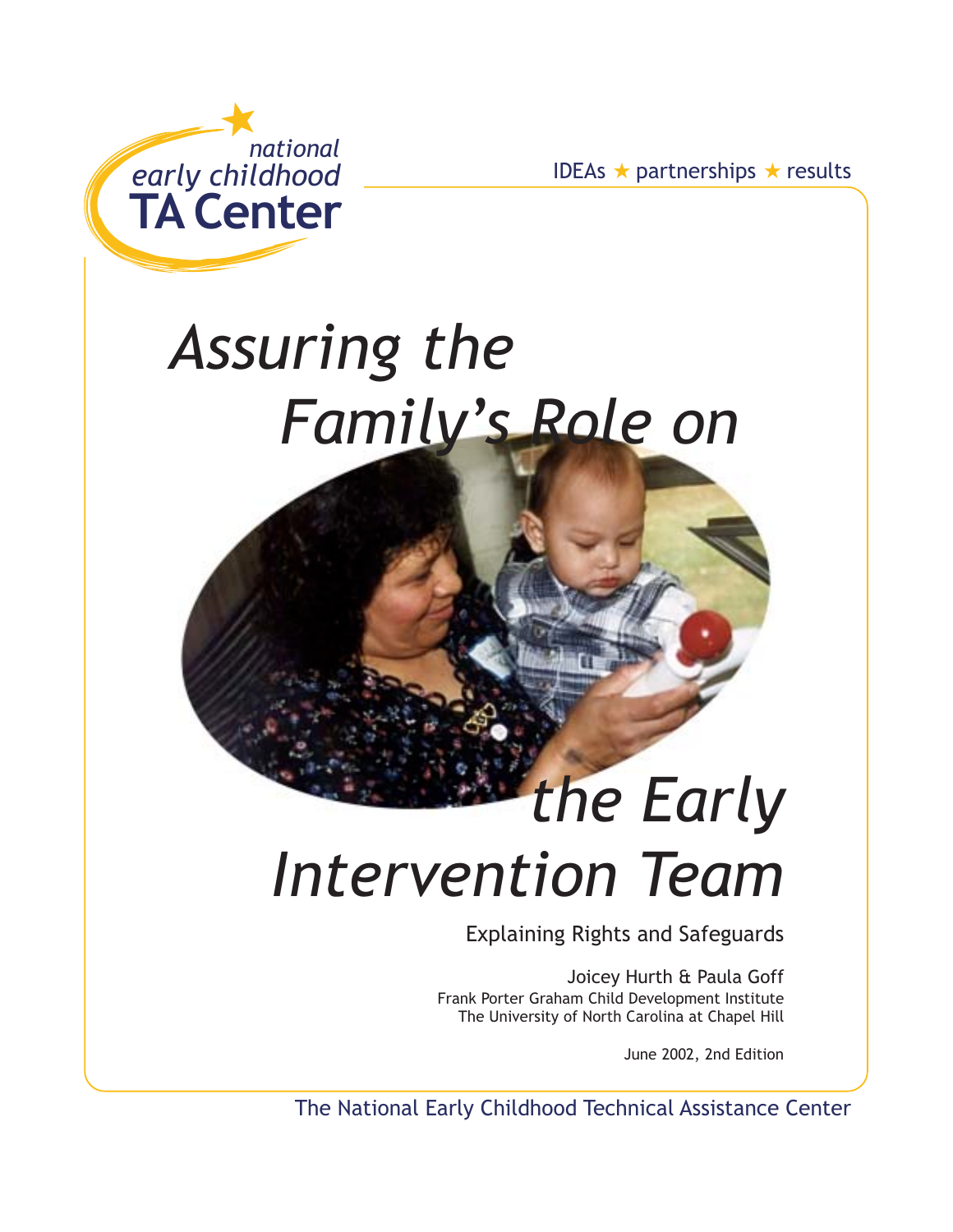national early childhood TA Center

IDEAs ★ partnerships ★ results

# *Assuring the Family's Role on the Early Intervention Team*

## Explaining Rights and Safeguards

Joicey Hurth & Paula Goff
Frank Porter Graham Child Development Institute
The University of North Carolina at Chapel Hill

June 2002, 2nd Edition

The National Early Childhood Technical Assistance Center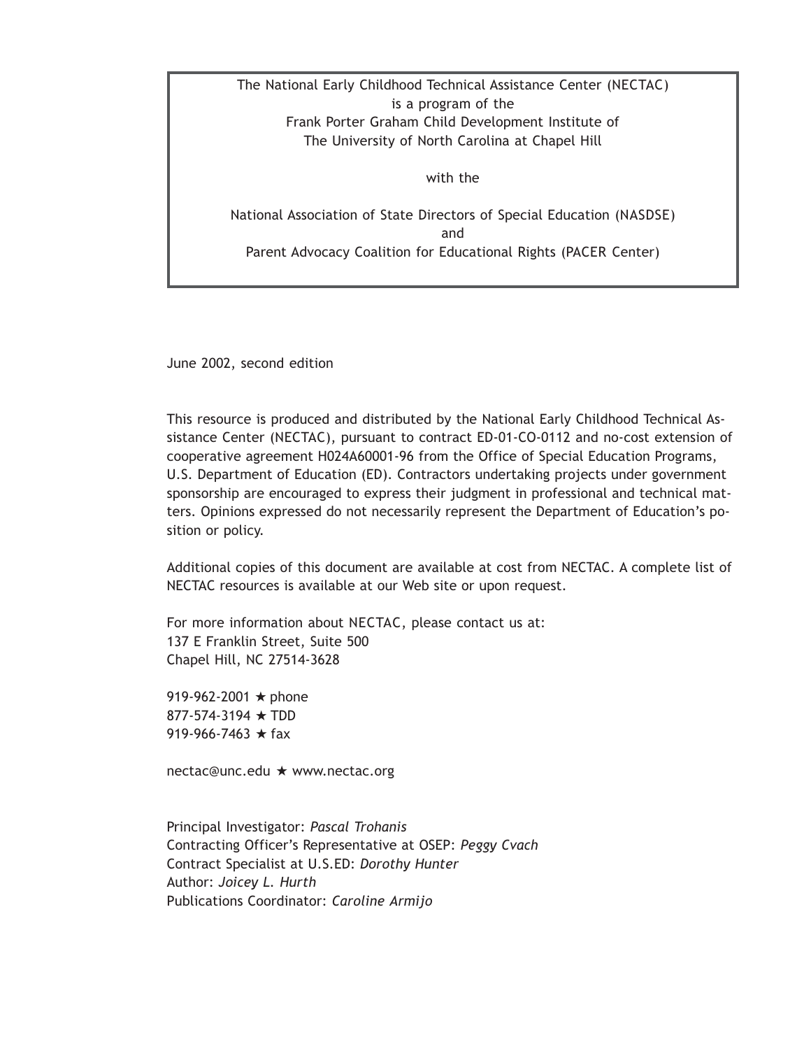The National Early Childhood Technical Assistance Center (NECTAC)
is a program of the
Frank Porter Graham Child Development Institute of
The University of North Carolina at Chapel Hill

with the

National Association of State Directors of Special Education (NASDSE)
and
Parent Advocacy Coalition for Educational Rights (PACER Center)

June 2002, second edition

This resource is produced and distributed by the National Early Childhood Technical Assistance Center (NECTAC), pursuant to contract ED-01-CO-0112 and no-cost extension of cooperative agreement H024A60001-96 from the Office of Special Education Programs, U.S. Department of Education (ED). Contractors undertaking projects under government sponsorship are encouraged to express their judgment in professional and technical matters. Opinions expressed do not necessarily represent the Department of Education's position or policy.

Additional copies of this document are available at cost from NECTAC. A complete list of NECTAC resources is available at our Web site or upon request.

For more information about NECTAC, please contact us at:
137 E Franklin Street, Suite 500
Chapel Hill, NC 27514-3628

919-962-2001 ★ phone
877-574-3194 ★ TDD
919-966-7463 ★ fax

nectac@unc.edu ★ www.nectac.org

Principal Investigator: *Pascal Trohanis*
Contracting Officer's Representative at OSEP: *Peggy Cvach*
Contract Specialist at U.S.ED: *Dorothy Hunter*
Author: *Joicey L. Hurth*
Publications Coordinator: *Caroline Armijo*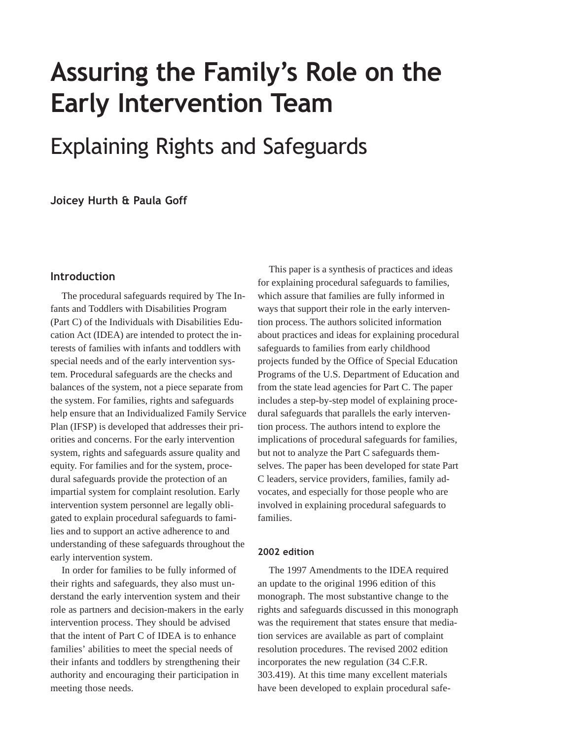# Assuring the Family's Role on the Early Intervention Team

## Explaining Rights and Safeguards

**Joicey Hurth & Paula Goff**

### Introduction

The procedural safeguards required by The Infants and Toddlers with Disabilities Program (Part C) of the Individuals with Disabilities Education Act (IDEA) are intended to protect the interests of families with infants and toddlers with special needs and of the early intervention system. Procedural safeguards are the checks and balances of the system, not a piece separate from the system. For families, rights and safeguards help ensure that an Individualized Family Service Plan (IFSP) is developed that addresses their priorities and concerns. For the early intervention system, rights and safeguards assure quality and equity. For families and for the system, procedural safeguards provide the protection of an impartial system for complaint resolution. Early intervention system personnel are legally obligated to explain procedural safeguards to families and to support an active adherence to and understanding of these safeguards throughout the early intervention system.

In order for families to be fully informed of their rights and safeguards, they also must understand the early intervention system and their role as partners and decision-makers in the early intervention process. They should be advised that the intent of Part C of IDEA is to enhance families' abilities to meet the special needs of their infants and toddlers by strengthening their authority and encouraging their participation in meeting those needs.

This paper is a synthesis of practices and ideas for explaining procedural safeguards to families, which assure that families are fully informed in ways that support their role in the early intervention process. The authors solicited information about practices and ideas for explaining procedural safeguards to families from early childhood projects funded by the Office of Special Education Programs of the U.S. Department of Education and from the state lead agencies for Part C. The paper includes a step-by-step model of explaining procedural safeguards that parallels the early intervention process. The authors intend to explore the implications of procedural safeguards for families, but not to analyze the Part C safeguards themselves. The paper has been developed for state Part C leaders, service providers, families, family advocates, and especially for those people who are involved in explaining procedural safeguards to families.

#### 2002 edition

The 1997 Amendments to the IDEA required an update to the original 1996 edition of this monograph. The most substantive change to the rights and safeguards discussed in this monograph was the requirement that states ensure that mediation services are available as part of complaint resolution procedures. The revised 2002 edition incorporates the new regulation (34 C.F.R. 303.419). At this time many excellent materials have been developed to explain procedural safe-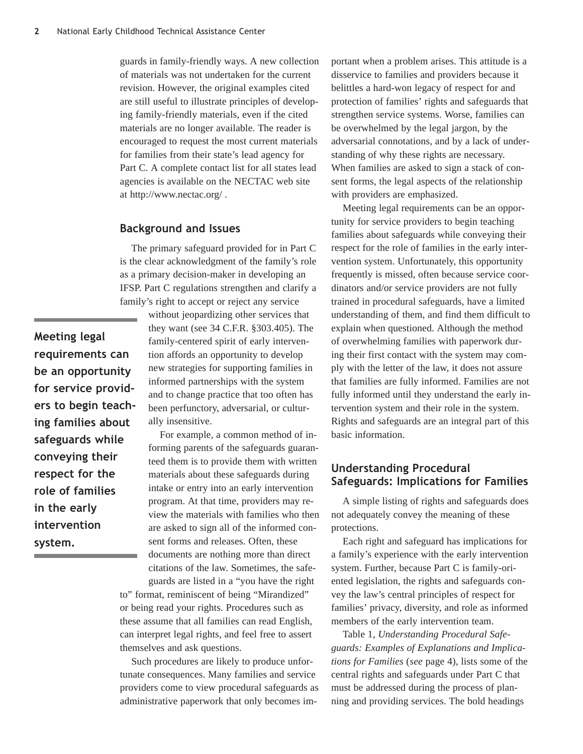guards in family-friendly ways. A new collection of materials was not undertaken for the current revision. However, the original examples cited are still useful to illustrate principles of developing family-friendly materials, even if the cited materials are no longer available. The reader is encouraged to request the most current materials for families from their state's lead agency for Part C. A complete contact list for all states lead agencies is available on the NECTAC web site at http://www.nectac.org/ .

## Background and Issues

The primary safeguard provided for in Part C is the clear acknowledgment of the family's role as a primary decision-maker in developing an IFSP. Part C regulations strengthen and clarify a family's right to accept or reject any service without jeopardizing other services that they want (see 34 C.F.R. §303.405). The family-centered spirit of early intervention affords an opportunity to develop new strategies for supporting families in informed partnerships with the system and to change practice that too often has been perfunctory, adversarial, or culturally insensitive.

**Meeting legal requirements can be an opportunity for service providers to begin teaching families about safeguards while conveying their respect for the role of families in the early intervention system.**

For example, a common method of informing parents of the safeguards guaranteed them is to provide them with written materials about these safeguards during intake or entry into an early intervention program. At that time, providers may review the materials with families who then are asked to sign all of the informed consent forms and releases. Often, these documents are nothing more than direct citations of the law. Sometimes, the safeguards are listed in a "you have the right to" format, reminiscent of being "Mirandized" or being read your rights. Procedures such as these assume that all families can read English, can interpret legal rights, and feel free to assert themselves and ask questions.

Such procedures are likely to produce unfortunate consequences. Many families and service providers come to view procedural safeguards as administrative paperwork that only becomes important when a problem arises. This attitude is a disservice to families and providers because it belittles a hard-won legacy of respect for and protection of families' rights and safeguards that strengthen service systems. Worse, families can be overwhelmed by the legal jargon, by the adversarial connotations, and by a lack of understanding of why these rights are necessary. When families are asked to sign a stack of consent forms, the legal aspects of the relationship with providers are emphasized.

Meeting legal requirements can be an opportunity for service providers to begin teaching families about safeguards while conveying their respect for the role of families in the early intervention system. Unfortunately, this opportunity frequently is missed, often because service coordinators and/or service providers are not fully trained in procedural safeguards, have a limited understanding of them, and find them difficult to explain when questioned. Although the method of overwhelming families with paperwork during their first contact with the system may comply with the letter of the law, it does not assure that families are fully informed. Families are not fully informed until they understand the early intervention system and their role in the system. Rights and safeguards are an integral part of this basic information.

## Understanding Procedural Safeguards: Implications for Families

A simple listing of rights and safeguards does not adequately convey the meaning of these protections.

Each right and safeguard has implications for a family's experience with the early intervention system. Further, because Part C is family-oriented legislation, the rights and safeguards convey the law's central principles of respect for families' privacy, diversity, and role as informed members of the early intervention team.

Table 1, *Understanding Procedural Safeguards: Examples of Explanations and Implications for Families* (*see* page 4), lists some of the central rights and safeguards under Part C that must be addressed during the process of planning and providing services. The bold headings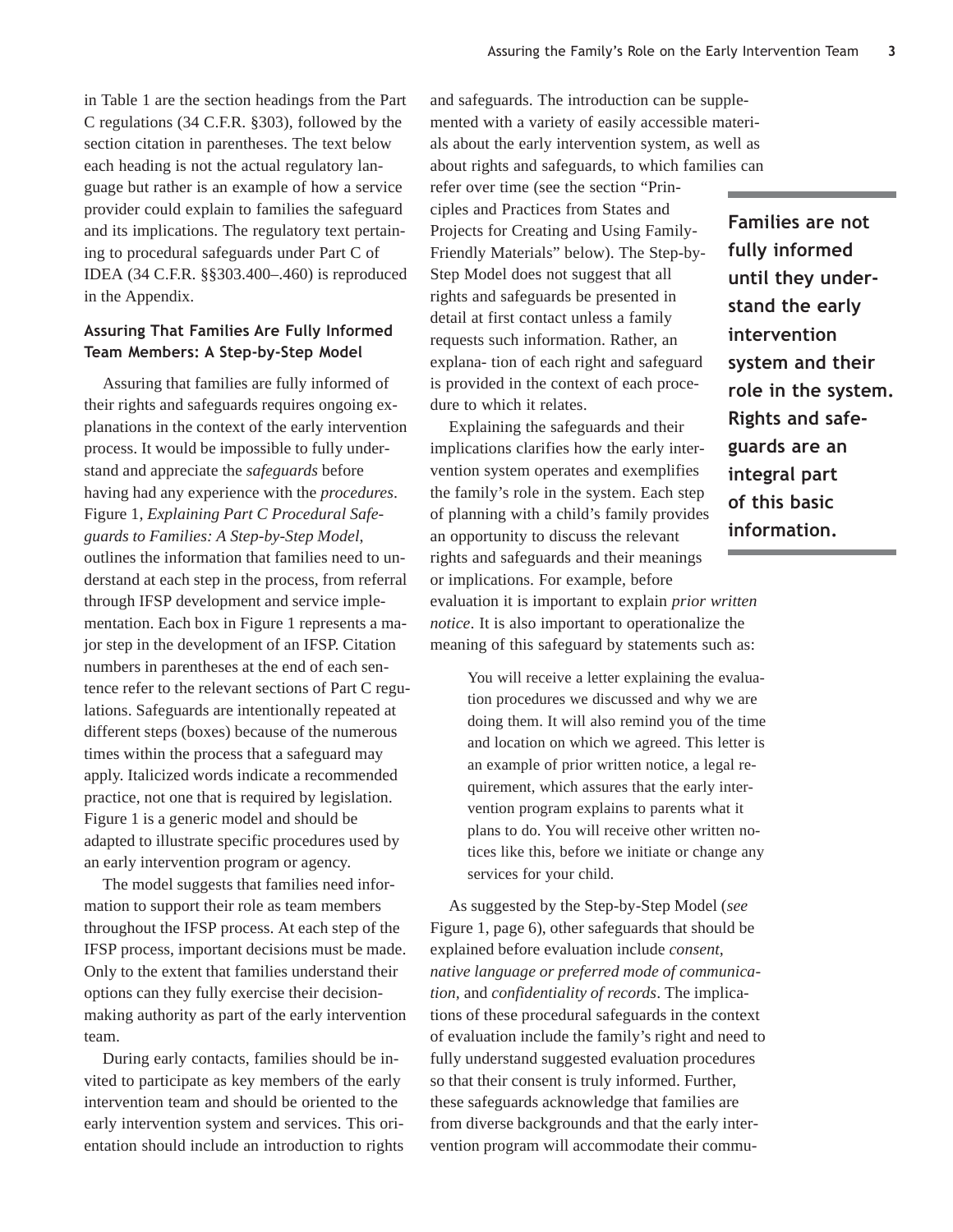in Table 1 are the section headings from the Part C regulations (34 C.F.R. §303), followed by the section citation in parentheses. The text below each heading is not the actual regulatory language but rather is an example of how a service provider could explain to families the safeguard and its implications. The regulatory text pertaining to procedural safeguards under Part C of IDEA (34 C.F.R. §§303.400–.460) is reproduced in the Appendix.

### Assuring That Families Are Fully Informed Team Members: A Step-by-Step Model

Assuring that families are fully informed of their rights and safeguards requires ongoing explanations in the context of the early intervention process. It would be impossible to fully understand and appreciate the *safeguards* before having had any experience with the *procedures*. Figure 1, *Explaining Part C Procedural Safeguards to Families: A Step-by-Step Model,* outlines the information that families need to understand at each step in the process, from referral through IFSP development and service implementation. Each box in Figure 1 represents a major step in the development of an IFSP. Citation numbers in parentheses at the end of each sentence refer to the relevant sections of Part C regulations. Safeguards are intentionally repeated at different steps (boxes) because of the numerous times within the process that a safeguard may apply. Italicized words indicate a recommended practice, not one that is required by legislation. Figure 1 is a generic model and should be adapted to illustrate specific procedures used by an early intervention program or agency.

The model suggests that families need information to support their role as team members throughout the IFSP process. At each step of the IFSP process, important decisions must be made. Only to the extent that families understand their options can they fully exercise their decision-making authority as part of the early intervention team.

During early contacts, families should be invited to participate as key members of the early intervention team and should be oriented to the early intervention system and services. This orientation should include an introduction to rights and safeguards. The introduction can be supplemented with a variety of easily accessible materials about the early intervention system, as well as about rights and safeguards, to which families can refer over time (see the section "Principles and Practices from States and Projects for Creating and Using Family-Friendly Materials" below). The Step-by-Step Model does not suggest that all rights and safeguards be presented in detail at first contact unless a family requests such information. Rather, an explana- tion of each right and safeguard is provided in the context of each procedure to which it relates.

**Families are not fully informed until they understand the early intervention system and their role in the system. Rights and safeguards are an integral part of this basic information.**

Explaining the safeguards and their implications clarifies how the early intervention system operates and exemplifies the family's role in the system. Each step of planning with a child's family provides an opportunity to discuss the relevant rights and safeguards and their meanings or implications. For example, before evaluation it is important to explain *prior written notice*. It is also important to operationalize the meaning of this safeguard by statements such as:

> You will receive a letter explaining the evaluation procedures we discussed and why we are doing them. It will also remind you of the time and location on which we agreed. This letter is an example of prior written notice, a legal requirement, which assures that the early intervention program explains to parents what it plans to do. You will receive other written notices like this, before we initiate or change any services for your child.

As suggested by the Step-by-Step Model (*see* Figure 1, page 6), other safeguards that should be explained before evaluation include *consent, native language or preferred mode of communication,* and *confidentiality of records*. The implications of these procedural safeguards in the context of evaluation include the family's right and need to fully understand suggested evaluation procedures so that their consent is truly informed. Further, these safeguards acknowledge that families are from diverse backgrounds and that the early intervention program will accommodate their commu-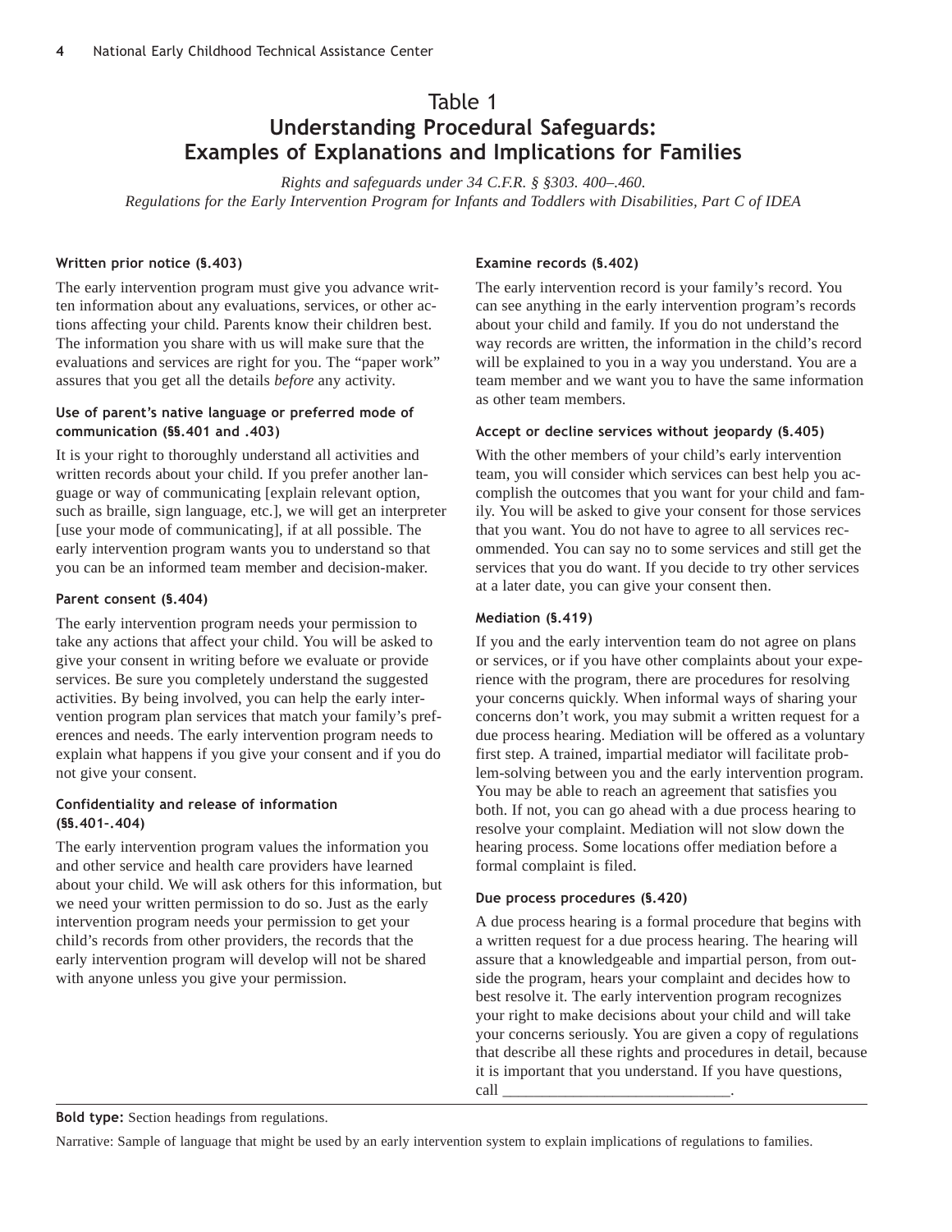# Table 1

## Understanding Procedural Safeguards: Examples of Explanations and Implications for Families

*Rights and safeguards under 34 C.F.R. § §303. 400–.460.*
*Regulations for the Early Intervention Program for Infants and Toddlers with Disabilities, Part C of IDEA*

**Written prior notice (§.403)**

The early intervention program must give you advance written information about any evaluations, services, or other actions affecting your child. Parents know their children best. The information you share with us will make sure that the evaluations and services are right for you. The "paper work" assures that you get all the details *before* any activity.

**Use of parent's native language or preferred mode of communication (§§.401 and .403)**

It is your right to thoroughly understand all activities and written records about your child. If you prefer another language or way of communicating [explain relevant option, such as braille, sign language, etc.], we will get an interpreter [use your mode of communicating], if at all possible. The early intervention program wants you to understand so that you can be an informed team member and decision-maker.

**Parent consent (§.404)**

The early intervention program needs your permission to take any actions that affect your child. You will be asked to give your consent in writing before we evaluate or provide services. Be sure you completely understand the suggested activities. By being involved, you can help the early intervention program plan services that match your family's preferences and needs. The early intervention program needs to explain what happens if you give your consent and if you do not give your consent.

**Confidentiality and release of information (§§.401-.404)**

The early intervention program values the information you and other service and health care providers have learned about your child. We will ask others for this information, but we need your written permission to do so. Just as the early intervention program needs your permission to get your child's records from other providers, the records that the early intervention program will develop will not be shared with anyone unless you give your permission.

**Examine records (§.402)**

The early intervention record is your family's record. You can see anything in the early intervention program's records about your child and family. If you do not understand the way records are written, the information in the child's record will be explained to you in a way you understand. You are a team member and we want you to have the same information as other team members.

**Accept or decline services without jeopardy (§.405)**

With the other members of your child's early intervention team, you will consider which services can best help you accomplish the outcomes that you want for your child and family. You will be asked to give your consent for those services that you want. You do not have to agree to all services recommended. You can say no to some services and still get the services that you do want. If you decide to try other services at a later date, you can give your consent then.

**Mediation (§.419)**

If you and the early intervention team do not agree on plans or services, or if you have other complaints about your experience with the program, there are procedures for resolving your concerns quickly. When informal ways of sharing your concerns don't work, you may submit a written request for a due process hearing. Mediation will be offered as a voluntary first step. A trained, impartial mediator will facilitate problem-solving between you and the early intervention program. You may be able to reach an agreement that satisfies you both. If not, you can go ahead with a due process hearing to resolve your complaint. Mediation will not slow down the hearing process. Some locations offer mediation before a formal complaint is filed.

**Due process procedures (§.420)**

A due process hearing is a formal procedure that begins with a written request for a due process hearing. The hearing will assure that a knowledgeable and impartial person, from outside the program, hears your complaint and decides how to best resolve it. The early intervention program recognizes your right to make decisions about your child and will take your concerns seriously. You are given a copy of regulations that describe all these rights and procedures in detail, because it is important that you understand. If you have questions, call ____________________________.

---

**Bold type:** Section headings from regulations.

Narrative: Sample of language that might be used by an early intervention system to explain implications of regulations to families.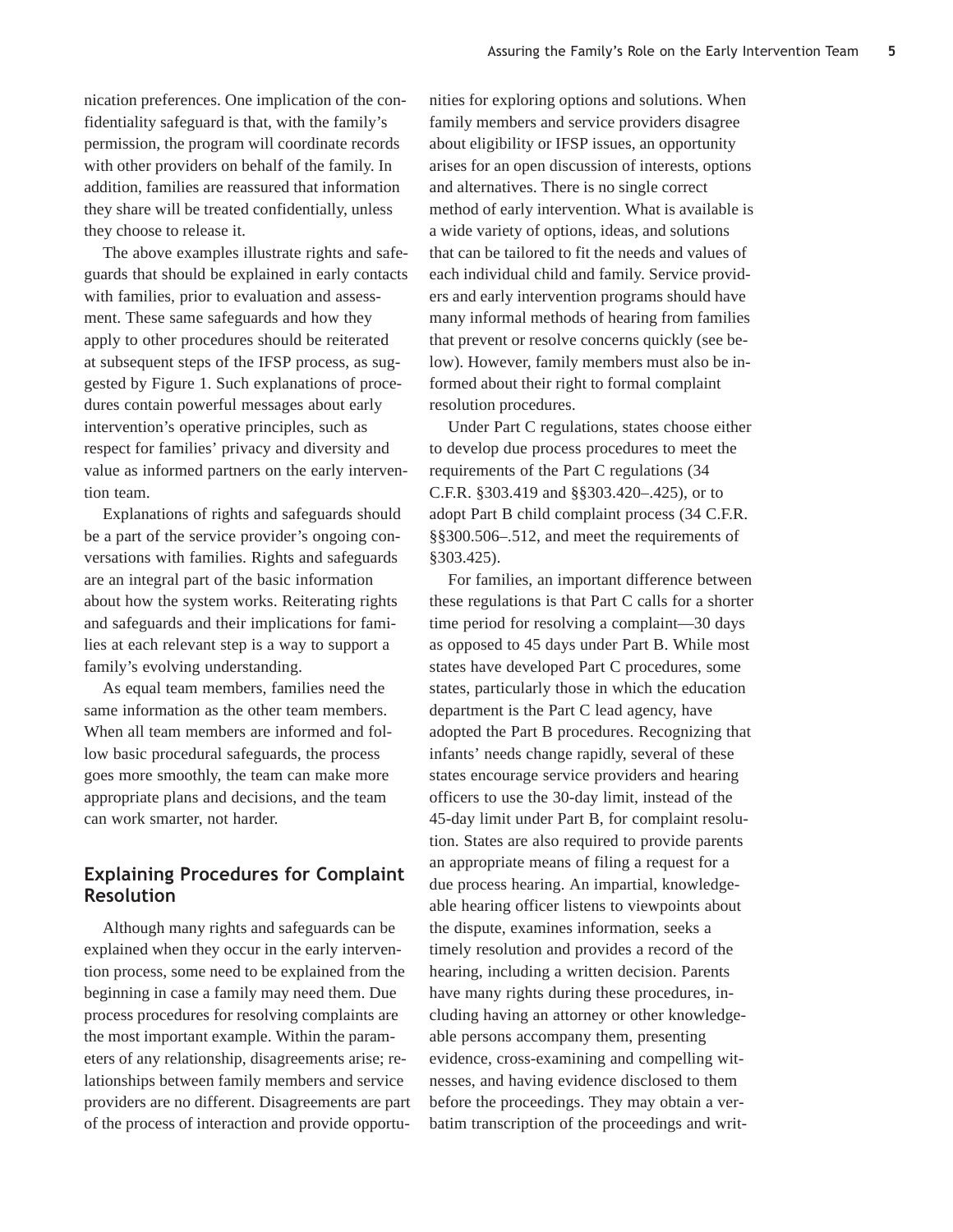nication preferences. One implication of the confidentiality safeguard is that, with the family's permission, the program will coordinate records with other providers on behalf of the family. In addition, families are reassured that information they share will be treated confidentially, unless they choose to release it.

The above examples illustrate rights and safeguards that should be explained in early contacts with families, prior to evaluation and assessment. These same safeguards and how they apply to other procedures should be reiterated at subsequent steps of the IFSP process, as suggested by Figure 1. Such explanations of procedures contain powerful messages about early intervention's operative principles, such as respect for families' privacy and diversity and value as informed partners on the early intervention team.

Explanations of rights and safeguards should be a part of the service provider's ongoing conversations with families. Rights and safeguards are an integral part of the basic information about how the system works. Reiterating rights and safeguards and their implications for families at each relevant step is a way to support a family's evolving understanding.

As equal team members, families need the same information as the other team members. When all team members are informed and follow basic procedural safeguards, the process goes more smoothly, the team can make more appropriate plans and decisions, and the team can work smarter, not harder.

## Explaining Procedures for Complaint Resolution

Although many rights and safeguards can be explained when they occur in the early intervention process, some need to be explained from the beginning in case a family may need them. Due process procedures for resolving complaints are the most important example. Within the parameters of any relationship, disagreements arise; relationships between family members and service providers are no different. Disagreements are part of the process of interaction and provide opportunities for exploring options and solutions. When family members and service providers disagree about eligibility or IFSP issues, an opportunity arises for an open discussion of interests, options and alternatives. There is no single correct method of early intervention. What is available is a wide variety of options, ideas, and solutions that can be tailored to fit the needs and values of each individual child and family. Service providers and early intervention programs should have many informal methods of hearing from families that prevent or resolve concerns quickly (see below). However, family members must also be informed about their right to formal complaint resolution procedures.

Under Part C regulations, states choose either to develop due process procedures to meet the requirements of the Part C regulations (34 C.F.R. §303.419 and §§303.420–.425), or to adopt Part B child complaint process (34 C.F.R. §§300.506–.512, and meet the requirements of §303.425).

For families, an important difference between these regulations is that Part C calls for a shorter time period for resolving a complaint—30 days as opposed to 45 days under Part B. While most states have developed Part C procedures, some states, particularly those in which the education department is the Part C lead agency, have adopted the Part B procedures. Recognizing that infants' needs change rapidly, several of these states encourage service providers and hearing officers to use the 30-day limit, instead of the 45-day limit under Part B, for complaint resolution. States are also required to provide parents an appropriate means of filing a request for a due process hearing. An impartial, knowledgeable hearing officer listens to viewpoints about the dispute, examines information, seeks a timely resolution and provides a record of the hearing, including a written decision. Parents have many rights during these procedures, including having an attorney or other knowledgeable persons accompany them, presenting evidence, cross-examining and compelling witnesses, and having evidence disclosed to them before the proceedings. They may obtain a verbatim transcription of the proceedings and writ-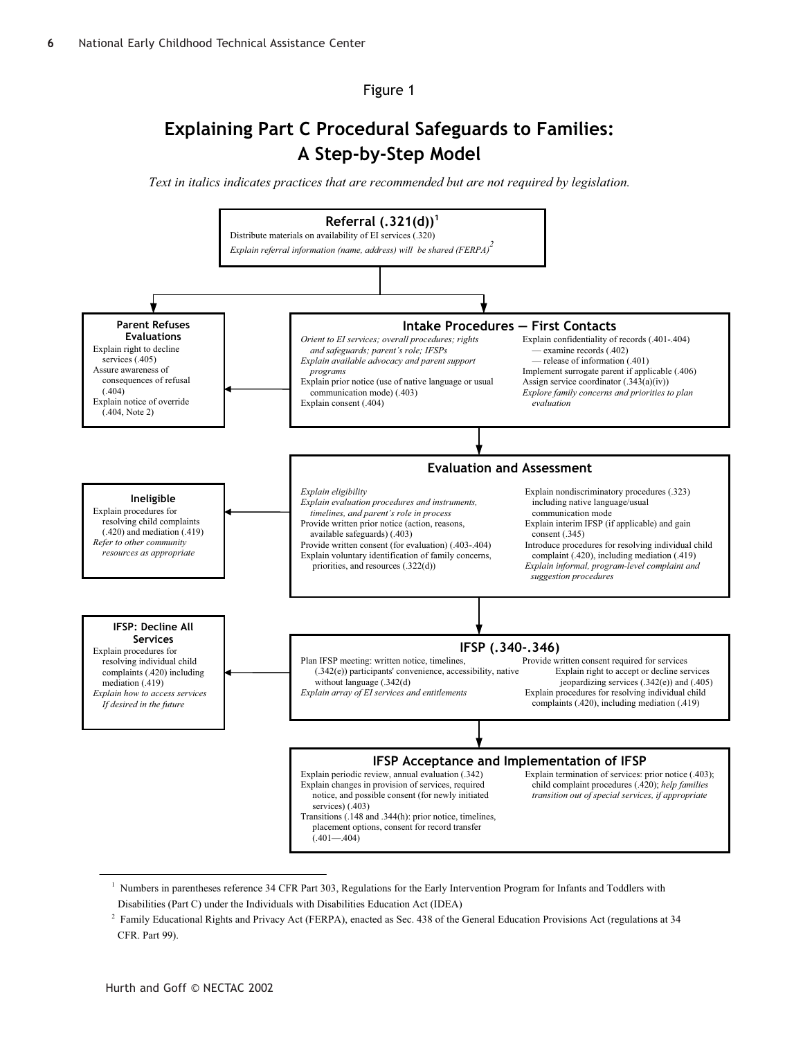Figure 1

# Explaining Part C Procedural Safeguards to Families: A Step-by-Step Model

*Text in italics indicates practices that are recommended but are not required by legislation.*

## Referral (.321(d))[1]

Distribute materials on availability of EI services (.320)

*Explain referral information (name, address) will be shared (FERPA)[2]*

## Parent Refuses Evaluations

Explain right to decline services (.405)

Assure awareness of consequences of refusal (.404)

Explain notice of override (.404, Note 2)

## Intake Procedures — First Contacts

*Orient to EI services; overall procedures; rights and safeguards; parent's role; IFSPs*

*Explain available advocacy and parent support programs*

Explain prior notice (use of native language or usual communication mode) (.403)

Explain consent (.404)

Explain confidentiality of records (.401-.404)
- examine records (.402)
- release of information (.401)

Implement surrogate parent if applicable (.406)

Assign service coordinator (.343(a)(iv))

*Explore family concerns and priorities to plan evaluation*

## Ineligible

Explain procedures for resolving child complaints (.420) and mediation (.419)

*Refer to other community resources as appropriate*

## Evaluation and Assessment

*Explain eligibility*

*Explain evaluation procedures and instruments, timelines, and parent's role in process*

Provide written prior notice (action, reasons, available safeguards) (.403)

Provide written consent (for evaluation) (.403-.404)

Explain voluntary identification of family concerns, priorities, and resources (.322(d))

Explain nondiscriminatory procedures (.323) including native language/usual communication mode

Explain interim IFSP (if applicable) and gain consent (.345)

Introduce procedures for resolving individual child complaint (.420), including mediation (.419)

*Explain informal, program-level complaint and suggestion procedures*

## IFSP: Decline All Services

Explain procedures for resolving individual child complaints (.420) including mediation (.419)

*Explain how to access services If desired in the future*

## IFSP (.340-.346)

Plan IFSP meeting: written notice, timelines, (.342(e)) participants' convenience, accessibility, native without language (.342(d)

*Explain array of EI services and entitlements*

Provide written consent required for services

Explain right to accept or decline services jeopardizing services (.342(e)) and (.405)

Explain procedures for resolving individual child complaints (.420), including mediation (.419)

## IFSP Acceptance and Implementation of IFSP

Explain periodic review, annual evaluation (.342)

Explain changes in provision of services, required notice, and possible consent (for newly initiated services) (.403)

Transitions (.148 and .344(h): prior notice, timelines, placement options, consent for record transfer (.401—.404)

Explain termination of services: prior notice (.403); child complaint procedures (.420); *help families transition out of special services, if appropriate*

---

[1] Numbers in parentheses reference 34 CFR Part 303, Regulations for the Early Intervention Program for Infants and Toddlers with Disabilities (Part C) under the Individuals with Disabilities Education Act (IDEA)

[2] Family Educational Rights and Privacy Act (FERPA), enacted as Sec. 438 of the General Education Provisions Act (regulations at 34 CFR. Part 99).

Hurth and Goff © NECTAC 2002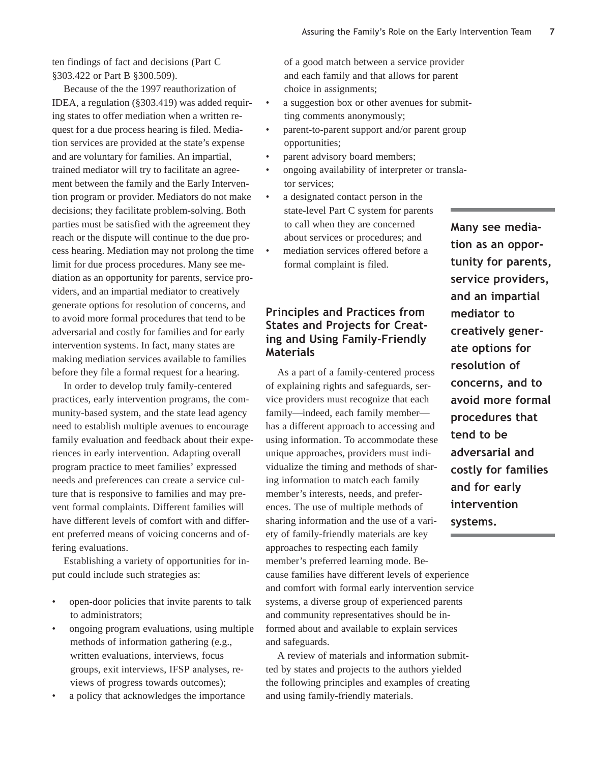ten findings of fact and decisions (Part C §303.422 or Part B §300.509).

Because of the the 1997 reauthorization of IDEA, a regulation (§303.419) was added requiring states to offer mediation when a written request for a due process hearing is filed. Mediation services are provided at the state's expense and are voluntary for families. An impartial, trained mediator will try to facilitate an agreement between the family and the Early Intervention program or provider. Mediators do not make decisions; they facilitate problem-solving. Both parties must be satisfied with the agreement they reach or the dispute will continue to the due process hearing. Mediation may not prolong the time limit for due process procedures. Many see mediation as an opportunity for parents, service providers, and an impartial mediator to creatively generate options for resolution of concerns, and to avoid more formal procedures that tend to be adversarial and costly for families and for early intervention systems. In fact, many states are making mediation services available to families before they file a formal request for a hearing.

In order to develop truly family-centered practices, early intervention programs, the community-based system, and the state lead agency need to establish multiple avenues to encourage family evaluation and feedback about their experiences in early intervention. Adapting overall program practice to meet families' expressed needs and preferences can create a service culture that is responsive to families and may prevent formal complaints. Different families will have different levels of comfort with and different preferred means of voicing concerns and offering evaluations.

Establishing a variety of opportunities for input could include such strategies as:

- open-door policies that invite parents to talk to administrators;
- ongoing program evaluations, using multiple methods of information gathering (e.g., written evaluations, interviews, focus groups, exit interviews, IFSP analyses, reviews of progress towards outcomes);
- a policy that acknowledges the importance of a good match between a service provider and each family and that allows for parent choice in assignments;
- a suggestion box or other avenues for submitting comments anonymously;
- parent-to-parent support and/or parent group opportunities;
- parent advisory board members;
- ongoing availability of interpreter or translator services;
- a designated contact person in the state-level Part C system for parents to call when they are concerned about services or procedures; and
- mediation services offered before a formal complaint is filed.

**Many see mediation as an opportunity for parents, service providers, and an impartial mediator to creatively generate options for resolution of concerns, and to avoid more formal procedures that tend to be adversarial and costly for families and for early intervention systems.**

## Principles and Practices from States and Projects for Creating and Using Family-Friendly Materials

As a part of a family-centered process of explaining rights and safeguards, service providers must recognize that each family—indeed, each family member—has a different approach to accessing and using information. To accommodate these unique approaches, providers must individualize the timing and methods of sharing information to match each family member's interests, needs, and preferences. The use of multiple methods of sharing information and the use of a variety of family-friendly materials are key approaches to respecting each family member's preferred learning mode. Because families have different levels of experience and comfort with formal early intervention service systems, a diverse group of experienced parents and community representatives should be informed about and available to explain services and safeguards.

A review of materials and information submitted by states and projects to the authors yielded the following principles and examples of creating and using family-friendly materials.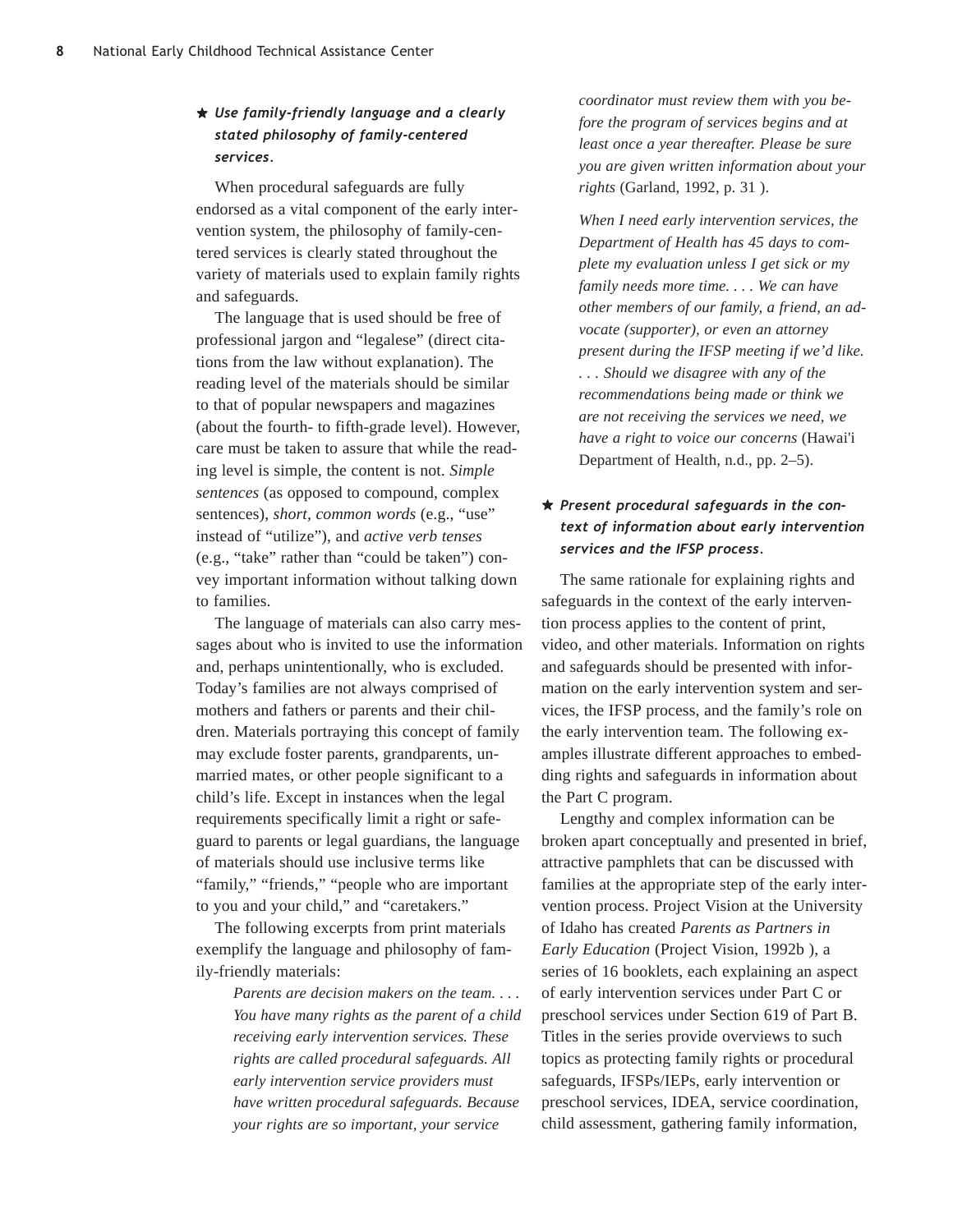★ ***Use family-friendly language and a clearly stated philosophy of family-centered services.***

When procedural safeguards are fully endorsed as a vital component of the early intervention system, the philosophy of family-centered services is clearly stated throughout the variety of materials used to explain family rights and safeguards.

The language that is used should be free of professional jargon and "legalese" (direct citations from the law without explanation). The reading level of the materials should be similar to that of popular newspapers and magazines (about the fourth- to fifth-grade level). However, care must be taken to assure that while the reading level is simple, the content is not. *Simple sentences* (as opposed to compound, complex sentences), *short, common words* (e.g., "use" instead of "utilize"), and *active verb tenses* (e.g., "take" rather than "could be taken") convey important information without talking down to families.

The language of materials can also carry messages about who is invited to use the information and, perhaps unintentionally, who is excluded. Today's families are not always comprised of mothers and fathers or parents and their children. Materials portraying this concept of family may exclude foster parents, grandparents, unmarried mates, or other people significant to a child's life. Except in instances when the legal requirements specifically limit a right or safeguard to parents or legal guardians, the language of materials should use inclusive terms like "family," "friends," "people who are important to you and your child," and "caretakers."

The following excerpts from print materials exemplify the language and philosophy of family-friendly materials:

> *Parents are decision makers on the team. . . . You have many rights as the parent of a child receiving early intervention services. These rights are called procedural safeguards. All early intervention service providers must have written procedural safeguards. Because your rights are so important, your service coordinator must review them with you before the program of services begins and at least once a year thereafter. Please be sure you are given written information about your rights* (Garland, 1992, p. 31 ).

> *When I need early intervention services, the Department of Health has 45 days to complete my evaluation unless I get sick or my family needs more time. . . . We can have other members of our family, a friend, an advocate (supporter), or even an attorney present during the IFSP meeting if we'd like. . . . Should we disagree with any of the recommendations being made or think we are not receiving the services we need, we have a right to voice our concerns* (Hawai'i Department of Health, n.d., pp. 2–5).

★ ***Present procedural safeguards in the context of information about early intervention services and the IFSP process.***

The same rationale for explaining rights and safeguards in the context of the early intervention process applies to the content of print, video, and other materials. Information on rights and safeguards should be presented with information on the early intervention system and services, the IFSP process, and the family's role on the early intervention team. The following examples illustrate different approaches to embedding rights and safeguards in information about the Part C program.

Lengthy and complex information can be broken apart conceptually and presented in brief, attractive pamphlets that can be discussed with families at the appropriate step of the early intervention process. Project Vision at the University of Idaho has created *Parents as Partners in Early Education* (Project Vision, 1992b ), a series of 16 booklets, each explaining an aspect of early intervention services under Part C or preschool services under Section 619 of Part B. Titles in the series provide overviews to such topics as protecting family rights or procedural safeguards, IFSPs/IEPs, early intervention or preschool services, IDEA, service coordination, child assessment, gathering family information,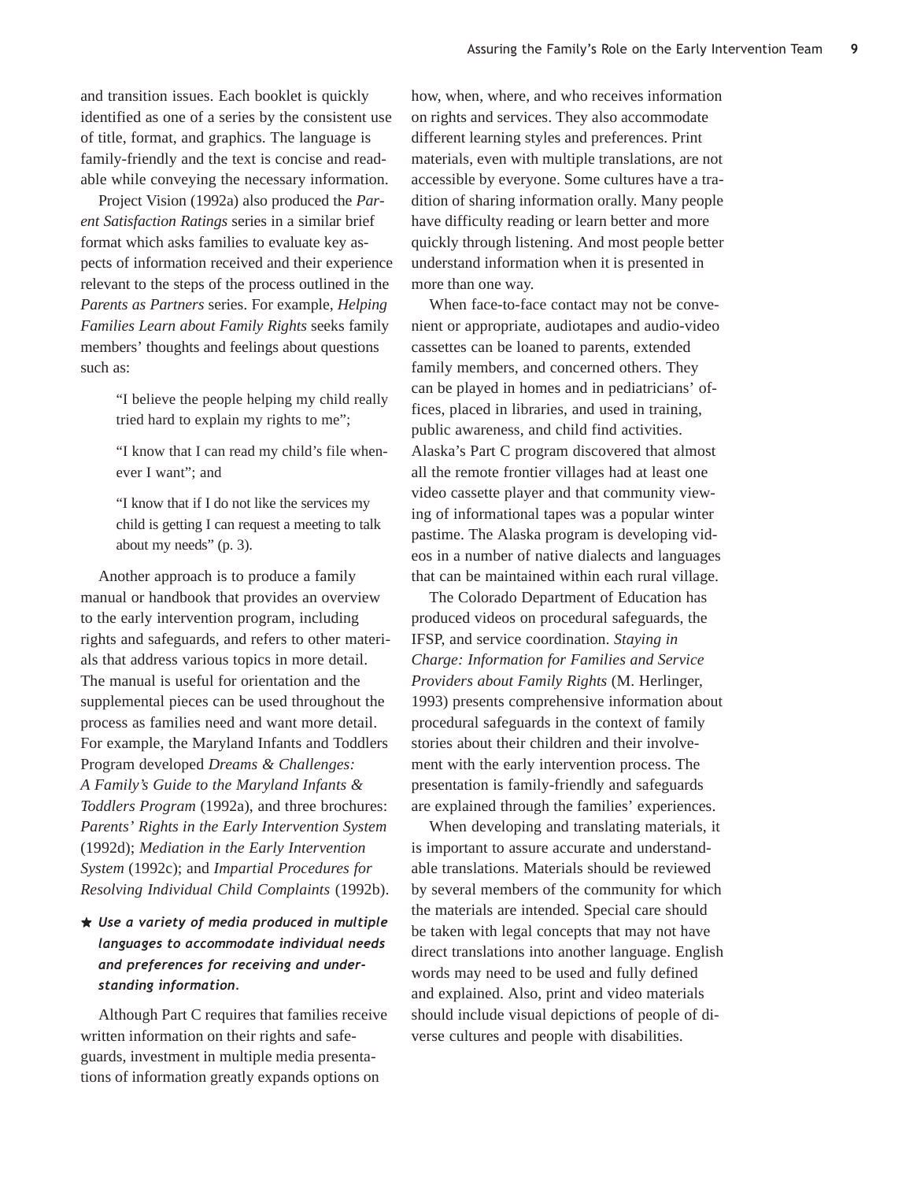and transition issues. Each booklet is quickly identified as one of a series by the consistent use of title, format, and graphics. The language is family-friendly and the text is concise and readable while conveying the necessary information.

Project Vision (1992a) also produced the *Parent Satisfaction Ratings* series in a similar brief format which asks families to evaluate key aspects of information received and their experience relevant to the steps of the process outlined in the *Parents as Partners* series. For example, *Helping Families Learn about Family Rights* seeks family members' thoughts and feelings about questions such as:

> "I believe the people helping my child really tried hard to explain my rights to me";
>
> "I know that I can read my child's file whenever I want"; and
>
> "I know that if I do not like the services my child is getting I can request a meeting to talk about my needs" (p. 3).

Another approach is to produce a family manual or handbook that provides an overview to the early intervention program, including rights and safeguards, and refers to other materials that address various topics in more detail. The manual is useful for orientation and the supplemental pieces can be used throughout the process as families need and want more detail. For example, the Maryland Infants and Toddlers Program developed *Dreams & Challenges: A Family's Guide to the Maryland Infants & Toddlers Program* (1992a), and three brochures: *Parents' Rights in the Early Intervention System* (1992d); *Mediation in the Early Intervention System* (1992c); and *Impartial Procedures for Resolving Individual Child Complaints* (1992b).

★ ***Use a variety of media produced in multiple languages to accommodate individual needs and preferences for receiving and understanding information.***

Although Part C requires that families receive written information on their rights and safeguards, investment in multiple media presentations of information greatly expands options on how, when, where, and who receives information on rights and services. They also accommodate different learning styles and preferences. Print materials, even with multiple translations, are not accessible by everyone. Some cultures have a tradition of sharing information orally. Many people have difficulty reading or learn better and more quickly through listening. And most people better understand information when it is presented in more than one way.

When face-to-face contact may not be convenient or appropriate, audiotapes and audio-video cassettes can be loaned to parents, extended family members, and concerned others. They can be played in homes and in pediatricians' offices, placed in libraries, and used in training, public awareness, and child find activities. Alaska's Part C program discovered that almost all the remote frontier villages had at least one video cassette player and that community viewing of informational tapes was a popular winter pastime. The Alaska program is developing videos in a number of native dialects and languages that can be maintained within each rural village.

The Colorado Department of Education has produced videos on procedural safeguards, the IFSP, and service coordination. *Staying in Charge: Information for Families and Service Providers about Family Rights* (M. Herlinger, 1993) presents comprehensive information about procedural safeguards in the context of family stories about their children and their involvement with the early intervention process. The presentation is family-friendly and safeguards are explained through the families' experiences.

When developing and translating materials, it is important to assure accurate and understandable translations. Materials should be reviewed by several members of the community for which the materials are intended. Special care should be taken with legal concepts that may not have direct translations into another language. English words may need to be used and fully defined and explained. Also, print and video materials should include visual depictions of people of diverse cultures and people with disabilities.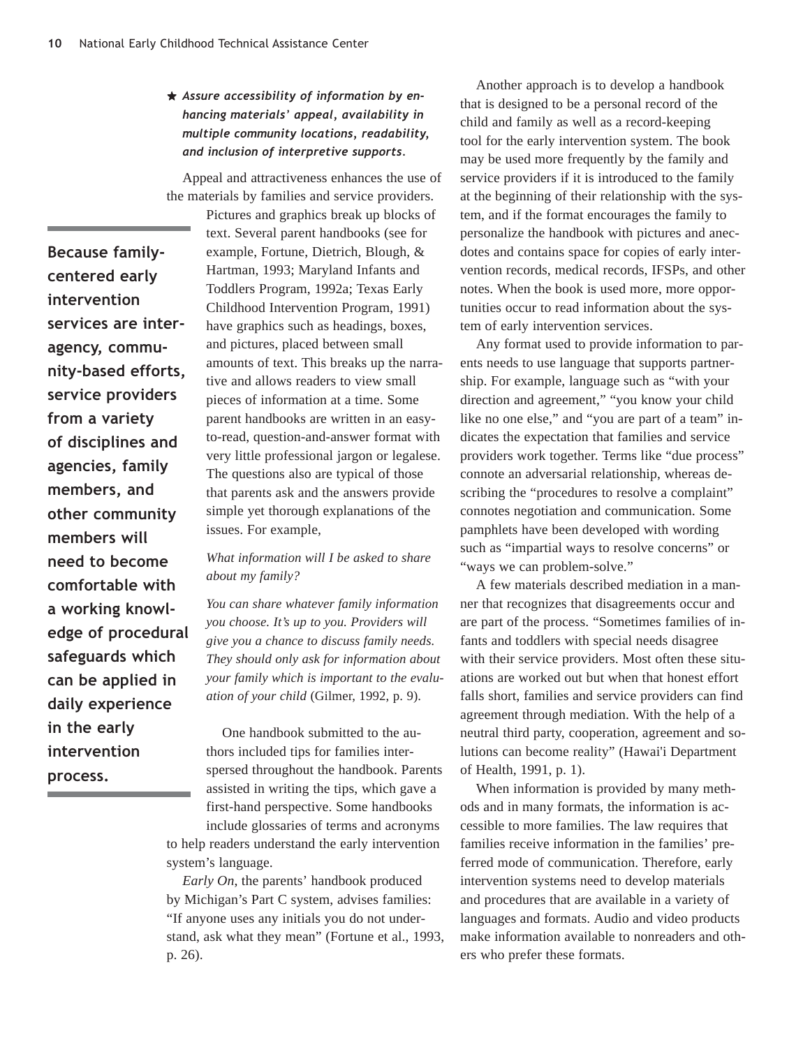★ ***Assure accessibility of information by enhancing materials' appeal, availability in multiple community locations, readability, and inclusion of interpretive supports.***

Appeal and attractiveness enhances the use of the materials by families and service providers. Pictures and graphics break up blocks of text. Several parent handbooks (see for example, Fortune, Dietrich, Blough, & Hartman, 1993; Maryland Infants and Toddlers Program, 1992a; Texas Early Childhood Intervention Program, 1991) have graphics such as headings, boxes, and pictures, placed between small amounts of text. This breaks up the narrative and allows readers to view small pieces of information at a time. Some parent handbooks are written in an easy-to-read, question-and-answer format with very little professional jargon or legalese. The questions also are typical of those that parents ask and the answers provide simple yet thorough explanations of the issues. For example,

> *What information will I be asked to share about my family?*
>
> *You can share whatever family information you choose. It's up to you. Providers will give you a chance to discuss family needs. They should only ask for information about your family which is important to the evaluation of your child* (Gilmer, 1992, p. 9).

**Because family-centered early intervention services are inter-agency, community-based efforts, service providers from a variety of disciplines and agencies, family members, and other community members will need to become comfortable with a working knowledge of procedural safeguards which can be applied in daily experience in the early intervention process.**

One handbook submitted to the authors included tips for families interspersed throughout the handbook. Parents assisted in writing the tips, which gave a first-hand perspective. Some handbooks include glossaries of terms and acronyms to help readers understand the early intervention system's language.

*Early On*, the parents' handbook produced by Michigan's Part C system, advises families: "If anyone uses any initials you do not understand, ask what they mean" (Fortune et al., 1993, p. 26).

Another approach is to develop a handbook that is designed to be a personal record of the child and family as well as a record-keeping tool for the early intervention system. The book may be used more frequently by the family and service providers if it is introduced to the family at the beginning of their relationship with the system, and if the format encourages the family to personalize the handbook with pictures and anecdotes and contains space for copies of early intervention records, medical records, IFSPs, and other notes. When the book is used more, more opportunities occur to read information about the system of early intervention services.

Any format used to provide information to parents needs to use language that supports partnership. For example, language such as "with your direction and agreement," "you know your child like no one else," and "you are part of a team" indicates the expectation that families and service providers work together. Terms like "due process" connote an adversarial relationship, whereas describing the "procedures to resolve a complaint" connotes negotiation and communication. Some pamphlets have been developed with wording such as "impartial ways to resolve concerns" or "ways we can problem-solve."

A few materials described mediation in a manner that recognizes that disagreements occur and are part of the process. "Sometimes families of infants and toddlers with special needs disagree with their service providers. Most often these situations are worked out but when that honest effort falls short, families and service providers can find agreement through mediation. With the help of a neutral third party, cooperation, agreement and solutions can become reality" (Hawai'i Department of Health, 1991, p. 1).

When information is provided by many methods and in many formats, the information is accessible to more families. The law requires that families receive information in the families' preferred mode of communication. Therefore, early intervention systems need to develop materials and procedures that are available in a variety of languages and formats. Audio and video products make information available to nonreaders and others who prefer these formats.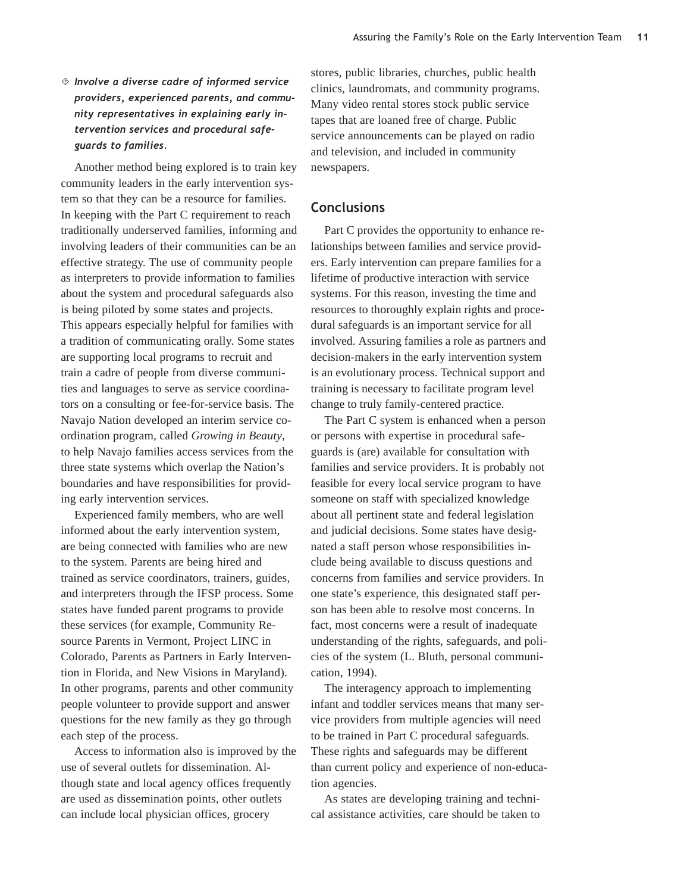◇ ***Involve a diverse cadre of informed service providers, experienced parents, and community representatives in explaining early intervention services and procedural safeguards to families.***

Another method being explored is to train key community leaders in the early intervention system so that they can be a resource for families. In keeping with the Part C requirement to reach traditionally underserved families, informing and involving leaders of their communities can be an effective strategy. The use of community people as interpreters to provide information to families about the system and procedural safeguards also is being piloted by some states and projects. This appears especially helpful for families with a tradition of communicating orally. Some states are supporting local programs to recruit and train a cadre of people from diverse communities and languages to serve as service coordinators on a consulting or fee-for-service basis. The Navajo Nation developed an interim service coordination program, called *Growing in Beauty*, to help Navajo families access services from the three state systems which overlap the Nation's boundaries and have responsibilities for providing early intervention services.

Experienced family members, who are well informed about the early intervention system, are being connected with families who are new to the system. Parents are being hired and trained as service coordinators, trainers, guides, and interpreters through the IFSP process. Some states have funded parent programs to provide these services (for example, Community Resource Parents in Vermont, Project LINC in Colorado, Parents as Partners in Early Intervention in Florida, and New Visions in Maryland). In other programs, parents and other community people volunteer to provide support and answer questions for the new family as they go through each step of the process.

Access to information also is improved by the use of several outlets for dissemination. Although state and local agency offices frequently are used as dissemination points, other outlets can include local physician offices, grocery stores, public libraries, churches, public health clinics, laundromats, and community programs. Many video rental stores stock public service tapes that are loaned free of charge. Public service announcements can be played on radio and television, and included in community newspapers.

## Conclusions

Part C provides the opportunity to enhance relationships between families and service providers. Early intervention can prepare families for a lifetime of productive interaction with service systems. For this reason, investing the time and resources to thoroughly explain rights and procedural safeguards is an important service for all involved. Assuring families a role as partners and decision-makers in the early intervention system is an evolutionary process. Technical support and training is necessary to facilitate program level change to truly family-centered practice.

The Part C system is enhanced when a person or persons with expertise in procedural safeguards is (are) available for consultation with families and service providers. It is probably not feasible for every local service program to have someone on staff with specialized knowledge about all pertinent state and federal legislation and judicial decisions. Some states have designated a staff person whose responsibilities include being available to discuss questions and concerns from families and service providers. In one state's experience, this designated staff person has been able to resolve most concerns. In fact, most concerns were a result of inadequate understanding of the rights, safeguards, and policies of the system (L. Bluth, personal communication, 1994).

The interagency approach to implementing infant and toddler services means that many service providers from multiple agencies will need to be trained in Part C procedural safeguards. These rights and safeguards may be different than current policy and experience of non-education agencies.

As states are developing training and technical assistance activities, care should be taken to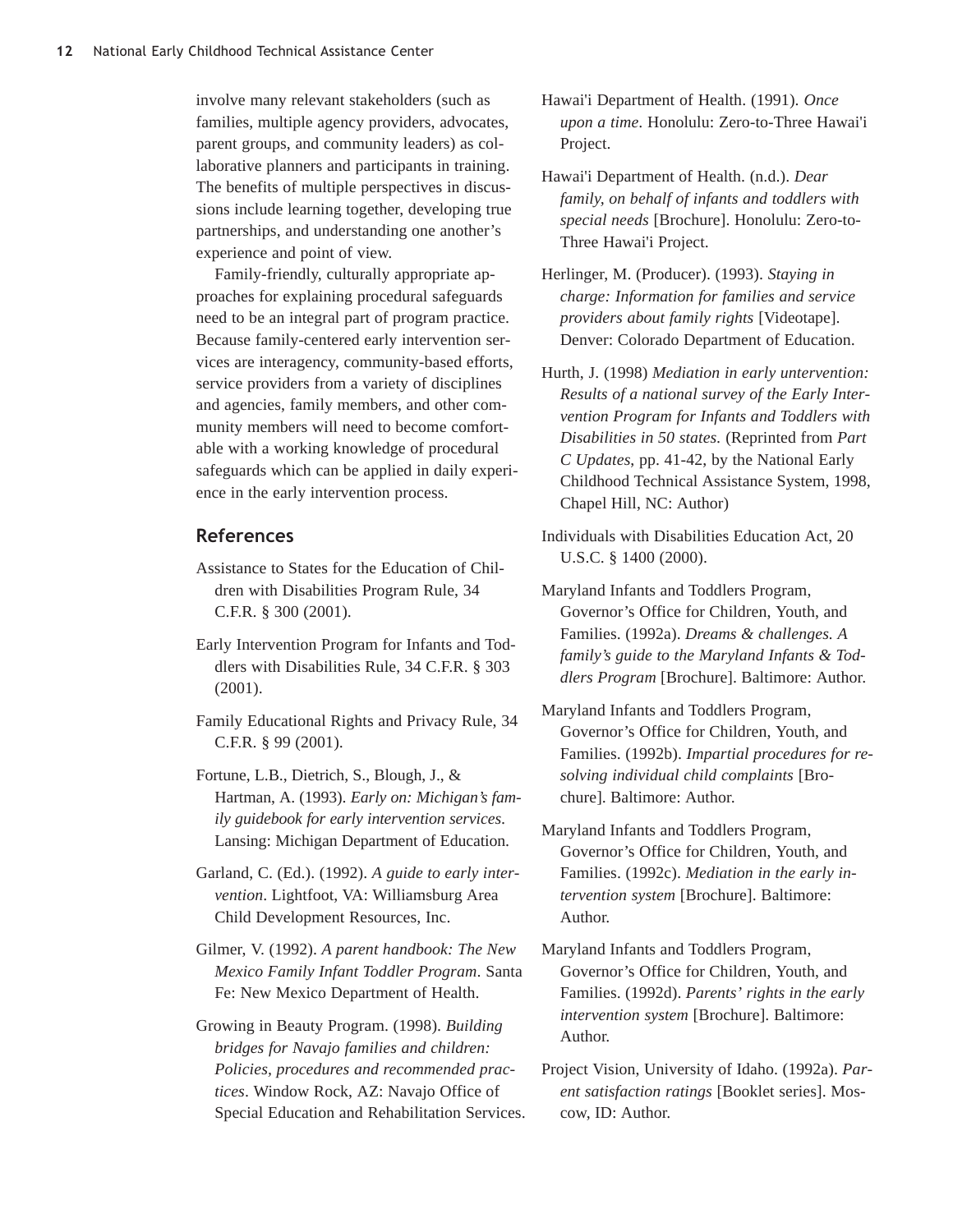involve many relevant stakeholders (such as families, multiple agency providers, advocates, parent groups, and community leaders) as collaborative planners and participants in training. The benefits of multiple perspectives in discussions include learning together, developing true partnerships, and understanding one another's experience and point of view.

Family-friendly, culturally appropriate approaches for explaining procedural safeguards need to be an integral part of program practice. Because family-centered early intervention services are interagency, community-based efforts, service providers from a variety of disciplines and agencies, family members, and other community members will need to become comfortable with a working knowledge of procedural safeguards which can be applied in daily experience in the early intervention process.

## References

Assistance to States for the Education of Children with Disabilities Program Rule, 34 C.F.R. § 300 (2001).

Early Intervention Program for Infants and Toddlers with Disabilities Rule, 34 C.F.R. § 303 (2001).

Family Educational Rights and Privacy Rule, 34 C.F.R. § 99 (2001).

Fortune, L.B., Dietrich, S., Blough, J., & Hartman, A. (1993). *Early on: Michigan's family guidebook for early intervention services*. Lansing: Michigan Department of Education.

Garland, C. (Ed.). (1992). *A guide to early intervention*. Lightfoot, VA: Williamsburg Area Child Development Resources, Inc.

Gilmer, V. (1992). *A parent handbook: The New Mexico Family Infant Toddler Program*. Santa Fe: New Mexico Department of Health.

Growing in Beauty Program. (1998). *Building bridges for Navajo families and children: Policies, procedures and recommended practices*. Window Rock, AZ: Navajo Office of Special Education and Rehabilitation Services.

Hawai'i Department of Health. (1991). *Once upon a time*. Honolulu: Zero-to-Three Hawai'i Project.

Hawai'i Department of Health. (n.d.). *Dear family, on behalf of infants and toddlers with special needs* [Brochure]. Honolulu: Zero-to-Three Hawai'i Project.

Herlinger, M. (Producer). (1993). *Staying in charge: Information for families and service providers about family rights* [Videotape]. Denver: Colorado Department of Education.

Hurth, J. (1998) *Mediation in early untervention: Results of a national survey of the Early Intervention Program for Infants and Toddlers with Disabilities in 50 states.* (Reprinted from *Part C Updates*, pp. 41-42, by the National Early Childhood Technical Assistance System, 1998, Chapel Hill, NC: Author)

Individuals with Disabilities Education Act, 20 U.S.C. § 1400 (2000).

Maryland Infants and Toddlers Program, Governor's Office for Children, Youth, and Families. (1992a). *Dreams & challenges. A family's guide to the Maryland Infants & Toddlers Program* [Brochure]. Baltimore: Author.

Maryland Infants and Toddlers Program, Governor's Office for Children, Youth, and Families. (1992b). *Impartial procedures for resolving individual child complaints* [Brochure]. Baltimore: Author.

Maryland Infants and Toddlers Program, Governor's Office for Children, Youth, and Families. (1992c). *Mediation in the early intervention system* [Brochure]. Baltimore: Author.

Maryland Infants and Toddlers Program, Governor's Office for Children, Youth, and Families. (1992d). *Parents' rights in the early intervention system* [Brochure]. Baltimore: Author.

Project Vision, University of Idaho. (1992a). *Parent satisfaction ratings* [Booklet series]. Moscow, ID: Author.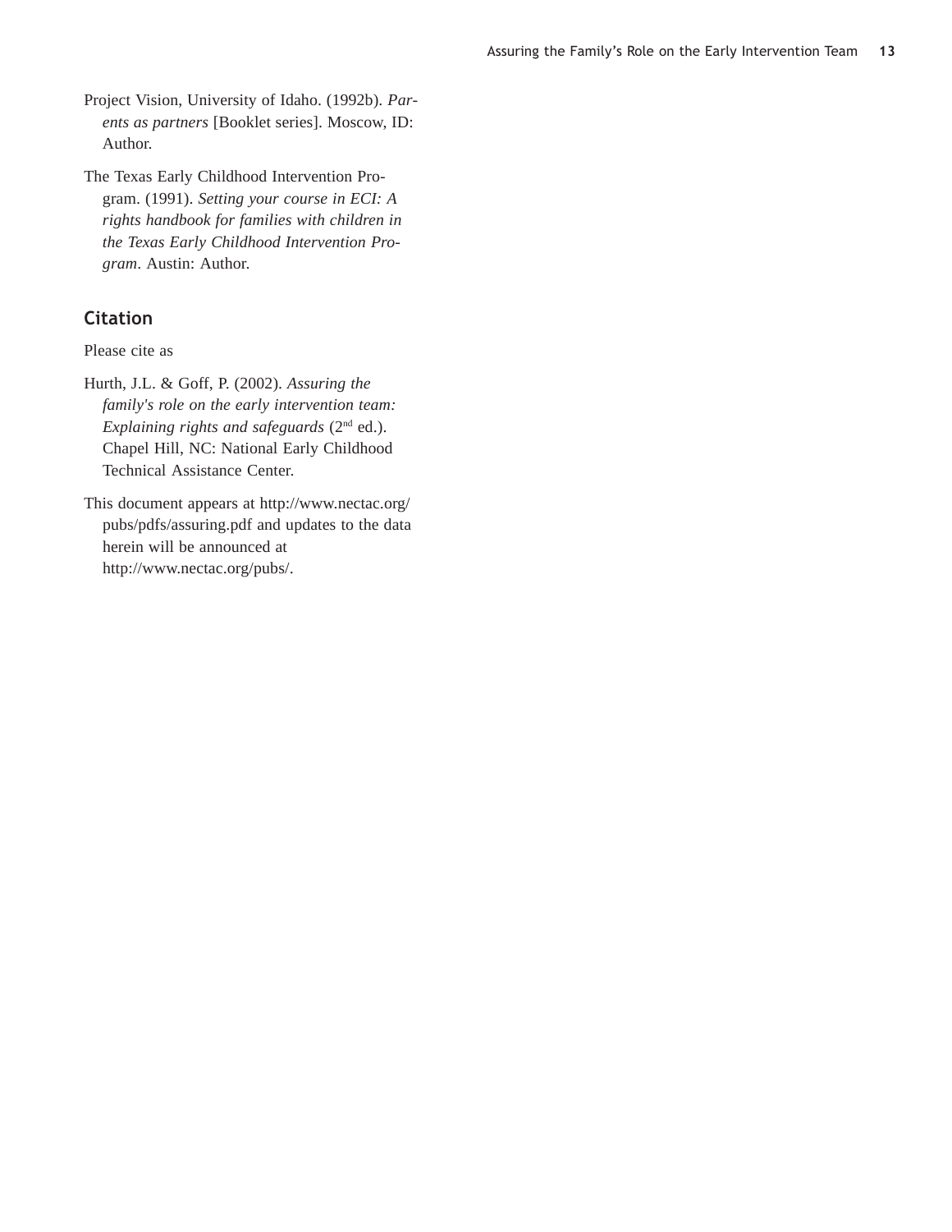Project Vision, University of Idaho. (1992b). *Parents as partners* [Booklet series]. Moscow, ID: Author.

The Texas Early Childhood Intervention Program. (1991). *Setting your course in ECI: A rights handbook for families with children in the Texas Early Childhood Intervention Program*. Austin: Author.

## Citation

Please cite as

Hurth, J.L. & Goff, P. (2002). *Assuring the family's role on the early intervention team: Explaining rights and safeguards* (2nd ed.). Chapel Hill, NC: National Early Childhood Technical Assistance Center.

This document appears at http://www.nectac.org/pubs/pdfs/assuring.pdf and updates to the data herein will be announced at http://www.nectac.org/pubs/.